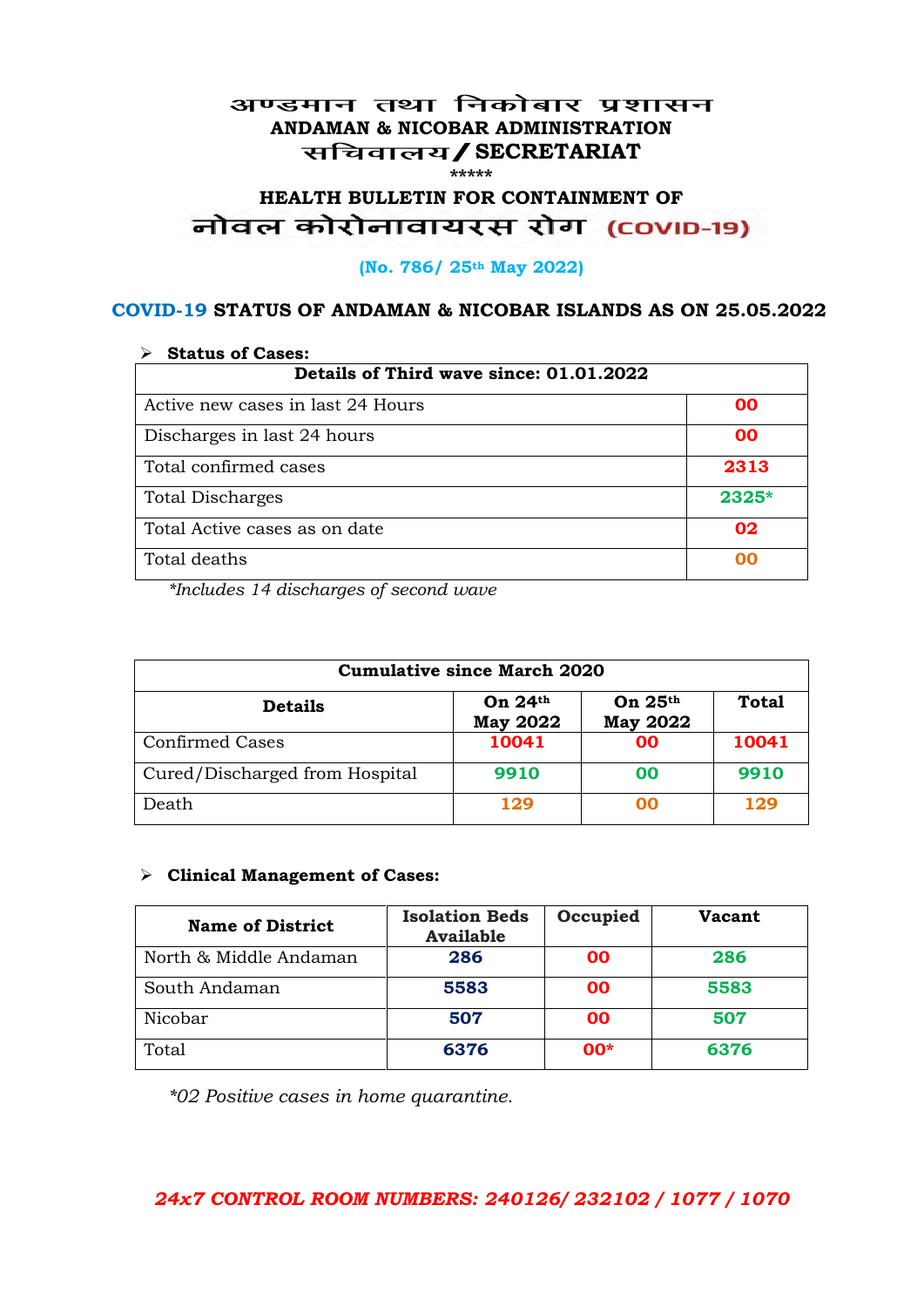# अण्डमान तथा निकोबार प्रशासन
## ANDAMAN & NICOBAR ADMINISTRATION
## सचिवालय / SECRETARIAT

\*\*\*\*\*

## HEALTH BULLETIN FOR CONTAINMENT OF
## नोवल कोरोनावायरस रोग (COVID-19)

**(No. 786/ 25th May 2022)**

## COVID-19 STATUS OF ANDAMAN & NICOBAR ISLANDS AS ON 25.05.2022

- **Status of Cases:**

| Details of Third wave since: 01.01.2022 | |
|---|---|
| Active new cases in last 24 Hours | **00** |
| Discharges in last 24 hours | **00** |
| Total confirmed cases | **2313** |
| Total Discharges | **2325*** |
| Total Active cases as on date | **02** |
| Total deaths | **00** |

*\*Includes 14 discharges of second wave*

| Cumulative since March 2020 | | | |
|---|---|---|---|
| **Details** | **On 24th May 2022** | **On 25th May 2022** | **Total** |
| Confirmed Cases | **10041** | **00** | **10041** |
| Cured/Discharged from Hospital | **9910** | **00** | **9910** |
| Death | **129** | **00** | **129** |

- **Clinical Management of Cases:**

| Name of District | Isolation Beds Available | Occupied | Vacant |
|---|---|---|---|
| North & Middle Andaman | **286** | **00** | **286** |
| South Andaman | **5583** | **00** | **5583** |
| Nicobar | **507** | **00** | **507** |
| Total | **6376** | **00*** | **6376** |

*\*02 Positive cases in home quarantine.*

***24x7 CONTROL ROOM NUMBERS: 240126/ 232102 / 1077 / 1070***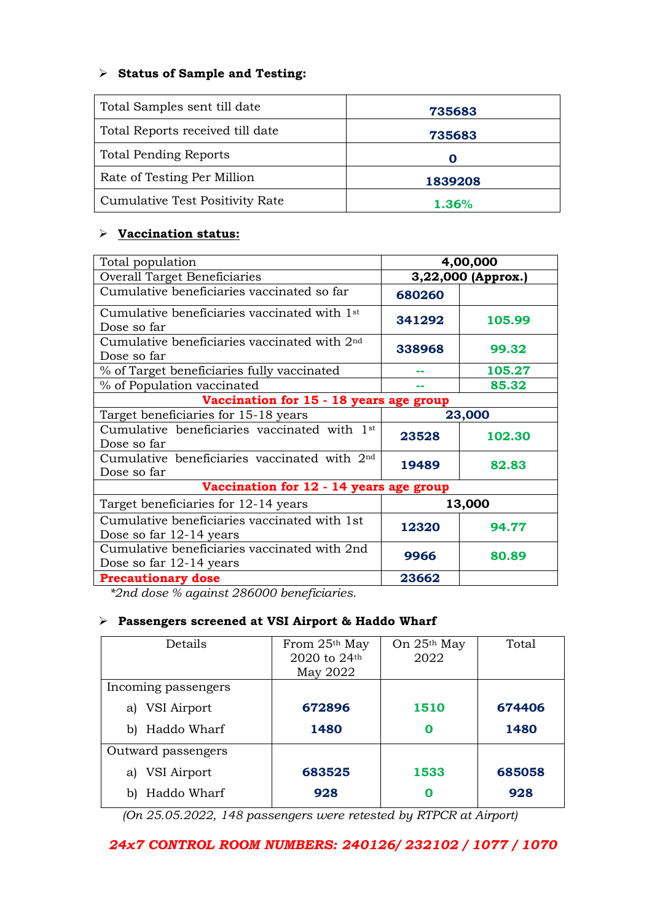- **Status of Sample and Testing:**

| | |
|---|---|
| Total Samples sent till date | 735683 |
| Total Reports received till date | 735683 |
| Total Pending Reports | 0 |
| Rate of Testing Per Million | 1839208 |
| Cumulative Test Positivity Rate | 1.36% |

- **Vaccination status:**

| | | |
|---|---|---|
| Total population | 4,00,000 | |
| Overall Target Beneficiaries | 3,22,000 (Approx.) | |
| Cumulative beneficiaries vaccinated so far | 680260 | |
| Cumulative beneficiaries vaccinated with 1st Dose so far | 341292 | 105.99 |
| Cumulative beneficiaries vaccinated with 2nd Dose so far | 338968 | 99.32 |
| % of Target beneficiaries fully vaccinated | -- | 105.27 |
| % of Population vaccinated | -- | 85.32 |
| **Vaccination for 15 - 18 years age group** | | |
| Target beneficiaries for 15-18 years | 23,000 | |
| Cumulative beneficiaries vaccinated with 1st Dose so far | 23528 | 102.30 |
| Cumulative beneficiaries vaccinated with 2nd Dose so far | 19489 | 82.83 |
| **Vaccination for 12 - 14 years age group** | | |
| Target beneficiaries for 12-14 years | 13,000 | |
| Cumulative beneficiaries vaccinated with 1st Dose so far 12-14 years | 12320 | 94.77 |
| Cumulative beneficiaries vaccinated with 2nd Dose so far 12-14 years | 9966 | 80.89 |
| **Precautionary dose** | 23662 | |

*\*2nd dose % against 286000 beneficiaries.*

- **Passengers screened at VSI Airport & Haddo Wharf**

| Details | From 25th May 2020 to 24th May 2022 | On 25th May 2022 | Total |
|---|---|---|---|
| Incoming passengers | | | |
| a) VSI Airport | 672896 | 1510 | 674406 |
| b) Haddo Wharf | 1480 | 0 | 1480 |
| Outward passengers | | | |
| a) VSI Airport | 683525 | 1533 | 685058 |
| b) Haddo Wharf | 928 | 0 | 928 |

*(On 25.05.2022, 148 passengers were retested by RTPCR at Airport)*

***24x7 CONTROL ROOM NUMBERS: 240126/ 232102 / 1077 / 1070***